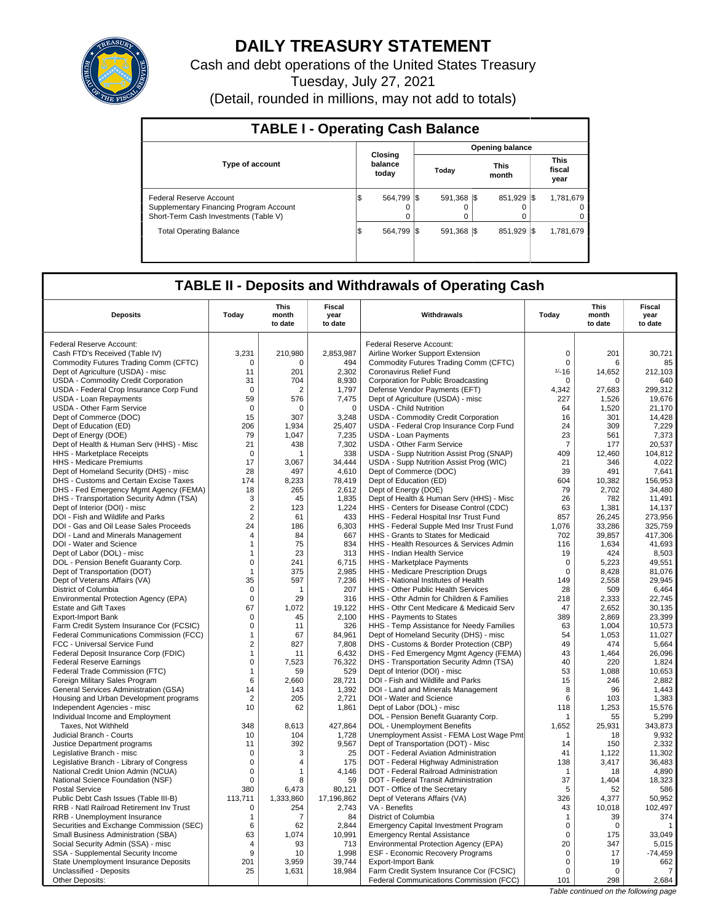# DAILY TREASURY STATEMENT

Cash and debt operations of the United States Treasury

Tuesday, July 27, 2021

(Detail, rounded in millions, may not add to totals)

## TABLE I - Operating Cash Balance

| Type of account | Closing balance today | Opening balance Today | Opening balance This month | Opening balance This fiscal year |
|---|---|---|---|---|
| Federal Reserve Account | $ 564,799 | $ 591,368 | $ 851,929 | $ 1,781,679 |
| Supplementary Financing Program Account | 0 | 0 | 0 | 0 |
| Short-Term Cash Investments (Table V) | 0 | 0 | 0 | 0 |
| Total Operating Balance | $ 564,799 | $ 591,368 | $ 851,929 | $ 1,781,679 |

## TABLE II - Deposits and Withdrawals of Operating Cash

| Deposits | Today | This month to date | Fiscal year to date | Withdrawals | Today | This month to date | Fiscal year to date |
|---|---|---|---|---|---|---|---|
| Federal Reserve Account: | | | | Federal Reserve Account: | | | |
| Cash FTD's Received (Table IV) | 3,231 | 210,980 | 2,853,987 | Airline Worker Support Extension | 0 | 201 | 30,721 |
| Commodity Futures Trading Comm (CFTC) | 0 | 0 | 494 | Commodity Futures Trading Comm (CFTC) | 0 | 6 | 85 |
| Dept of Agriculture (USDA) - misc | 11 | 201 | 2,302 | Coronavirus Relief Fund | 1/-16 | 14,652 | 212,103 |
| USDA - Commodity Credit Corporation | 31 | 704 | 8,930 | Corporation for Public Broadcasting | 0 | 0 | 640 |
| USDA - Federal Crop Insurance Corp Fund | 0 | 2 | 1,797 | Defense Vendor Payments (EFT) | 4,342 | 27,683 | 299,312 |
| USDA - Loan Repayments | 59 | 576 | 7,475 | Dept of Agriculture (USDA) - misc | 227 | 1,526 | 19,676 |
| USDA - Other Farm Service | 0 | 0 | 0 | USDA - Child Nutrition | 64 | 1,520 | 21,170 |
| Dept of Commerce (DOC) | 15 | 307 | 3,248 | USDA - Commodity Credit Corporation | 16 | 301 | 14,428 |
| Dept of Education (ED) | 206 | 1,934 | 25,407 | USDA - Federal Crop Insurance Corp Fund | 24 | 309 | 7,229 |
| Dept of Energy (DOE) | 79 | 1,047 | 7,235 | USDA - Loan Payments | 23 | 561 | 7,373 |
| Dept of Health & Human Serv (HHS) - Misc | 21 | 438 | 7,302 | USDA - Other Farm Service | 7 | 177 | 20,537 |
| HHS - Marketplace Receipts | 0 | 1 | 338 | USDA - Supp Nutrition Assist Prog (SNAP) | 409 | 12,460 | 104,812 |
| HHS - Medicare Premiums | 17 | 3,067 | 34,444 | USDA - Supp Nutrition Assist Prog (WIC) | 21 | 346 | 4,022 |
| Dept of Homeland Security (DHS) - misc | 28 | 497 | 4,610 | Dept of Commerce (DOC) | 39 | 491 | 7,641 |
| DHS - Customs and Certain Excise Taxes | 174 | 8,233 | 78,419 | Dept of Education (ED) | 604 | 10,382 | 156,953 |
| DHS - Fed Emergency Mgmt Agency (FEMA) | 18 | 265 | 2,612 | Dept of Energy (DOE) | 79 | 2,702 | 34,480 |
| DHS - Transportation Security Admn (TSA) | 3 | 45 | 1,835 | Dept of Health & Human Serv (HHS) - Misc | 26 | 782 | 11,491 |
| Dept of Interior (DOI) - misc | 2 | 123 | 1,224 | HHS - Centers for Disease Control (CDC) | 63 | 1,381 | 14,137 |
| DOI - Fish and Wildlife and Parks | 2 | 61 | 433 | HHS - Federal Hospital Insr Trust Fund | 857 | 26,245 | 273,956 |
| DOI - Gas and Oil Lease Sales Proceeds | 24 | 186 | 6,303 | HHS - Federal Supple Med Insr Trust Fund | 1,076 | 33,286 | 325,759 |
| DOI - Land and Minerals Management | 4 | 84 | 667 | HHS - Grants to States for Medicaid | 702 | 39,857 | 417,306 |
| DOI - Water and Science | 1 | 75 | 834 | HHS - Health Resources & Services Admin | 116 | 1,634 | 41,693 |
| Dept of Labor (DOL) - misc | 1 | 23 | 313 | HHS - Indian Health Service | 19 | 424 | 8,503 |
| DOL - Pension Benefit Guaranty Corp. | 0 | 241 | 6,715 | HHS - Marketplace Payments | 0 | 5,223 | 49,551 |
| Dept of Transportation (DOT) | 1 | 375 | 2,985 | HHS - Medicare Prescription Drugs | 0 | 8,428 | 81,076 |
| Dept of Veterans Affairs (VA) | 35 | 597 | 7,236 | HHS - National Institutes of Health | 149 | 2,558 | 29,945 |
| District of Columbia | 0 | 1 | 207 | HHS - Other Public Health Services | 28 | 509 | 6,464 |
| Environmental Protection Agency (EPA) | 0 | 29 | 316 | HHS - Othr Admin for Children & Families | 218 | 2,333 | 22,745 |
| Estate and Gift Taxes | 67 | 1,072 | 19,122 | HHS - Othr Cent Medicare & Medicaid Serv | 47 | 2,652 | 30,135 |
| Export-Import Bank | 0 | 45 | 2,100 | HHS - Payments to States | 389 | 2,869 | 23,399 |
| Farm Credit System Insurance Cor (FCSIC) | 0 | 11 | 326 | HHS - Temp Assistance for Needy Families | 63 | 1,004 | 10,573 |
| Federal Communications Commission (FCC) | 1 | 67 | 84,961 | Dept of Homeland Security (DHS) - misc | 54 | 1,053 | 11,027 |
| FCC - Universal Service Fund | 2 | 827 | 7,808 | DHS - Customs & Border Protection (CBP) | 49 | 474 | 5,664 |
| Federal Deposit Insurance Corp (FDIC) | 1 | 11 | 6,432 | DHS - Fed Emergency Mgmt Agency (FEMA) | 43 | 1,464 | 26,096 |
| Federal Reserve Earnings | 0 | 7,523 | 76,322 | DHS - Transportation Security Admn (TSA) | 40 | 220 | 1,824 |
| Federal Trade Commission (FTC) | 1 | 59 | 529 | Dept of Interior (DOI) - misc | 53 | 1,088 | 10,653 |
| Foreign Military Sales Program | 6 | 2,660 | 28,721 | DOI - Fish and Wildlife and Parks | 15 | 246 | 2,882 |
| General Services Administration (GSA) | 14 | 143 | 1,392 | DOI - Land and Minerals Management | 8 | 96 | 1,443 |
| Housing and Urban Development programs | 2 | 205 | 2,721 | DOI - Water and Science | 6 | 103 | 1,383 |
| Independent Agencies - misc | 10 | 62 | 1,861 | Dept of Labor (DOL) - misc | 118 | 1,253 | 15,576 |
| Individual Income and Employment | | | | DOL - Pension Benefit Guaranty Corp. | 1 | 55 | 5,299 |
| Taxes, Not Withheld | 348 | 8,613 | 427,864 | DOL - Unemployment Benefits | 1,652 | 25,931 | 343,873 |
| Judicial Branch - Courts | 10 | 104 | 1,728 | Unemployment Assist - FEMA Lost Wage Pmt | 1 | 18 | 9,932 |
| Justice Department programs | 11 | 392 | 9,567 | Dept of Transportation (DOT) - Misc | 14 | 150 | 2,332 |
| Legislative Branch - misc | 0 | 3 | 25 | DOT - Federal Aviation Administration | 41 | 1,122 | 11,302 |
| Legislative Branch - Library of Congress | 0 | 4 | 175 | DOT - Federal Highway Administration | 138 | 3,417 | 36,483 |
| National Credit Union Admin (NCUA) | 0 | 1 | 4,146 | DOT - Federal Railroad Administration | 1 | 18 | 4,890 |
| National Science Foundation (NSF) | 0 | 8 | 59 | DOT - Federal Transit Administration | 37 | 1,404 | 18,323 |
| Postal Service | 380 | 6,473 | 80,121 | DOT - Office of the Secretary | 5 | 52 | 586 |
| Public Debt Cash Issues (Table III-B) | 113,711 | 1,333,860 | 17,196,862 | Dept of Veterans Affairs (VA) | 326 | 4,377 | 50,952 |
| RRB - Natl Railroad Retirement Inv Trust | 0 | 254 | 2,743 | VA - Benefits | 43 | 10,018 | 102,497 |
| RRB - Unemployment Insurance | 1 | 7 | 84 | District of Columbia | 1 | 39 | 374 |
| Securities and Exchange Commission (SEC) | 6 | 62 | 2,844 | Emergency Capital Investment Program | 0 | 0 | 1 |
| Small Business Administration (SBA) | 63 | 1,074 | 10,991 | Emergency Rental Assistance | 0 | 175 | 33,049 |
| Social Security Admin (SSA) - misc | 4 | 93 | 713 | Environmental Protection Agency (EPA) | 20 | 347 | 5,015 |
| SSA - Supplemental Security Income | 9 | 10 | 1,998 | ESF - Economic Recovery Programs | 0 | 17 | -74,459 |
| State Unemployment Insurance Deposits | 201 | 3,959 | 39,744 | Export-Import Bank | 0 | 19 | 662 |
| Unclassified - Deposits | 25 | 1,631 | 18,984 | Farm Credit System Insurance Cor (FCSIC) | 0 | 0 | 7 |
| Other Deposits: | | | | Federal Communications Commission (FCC) | 101 | 298 | 2,684 |

*Table continued on the following page*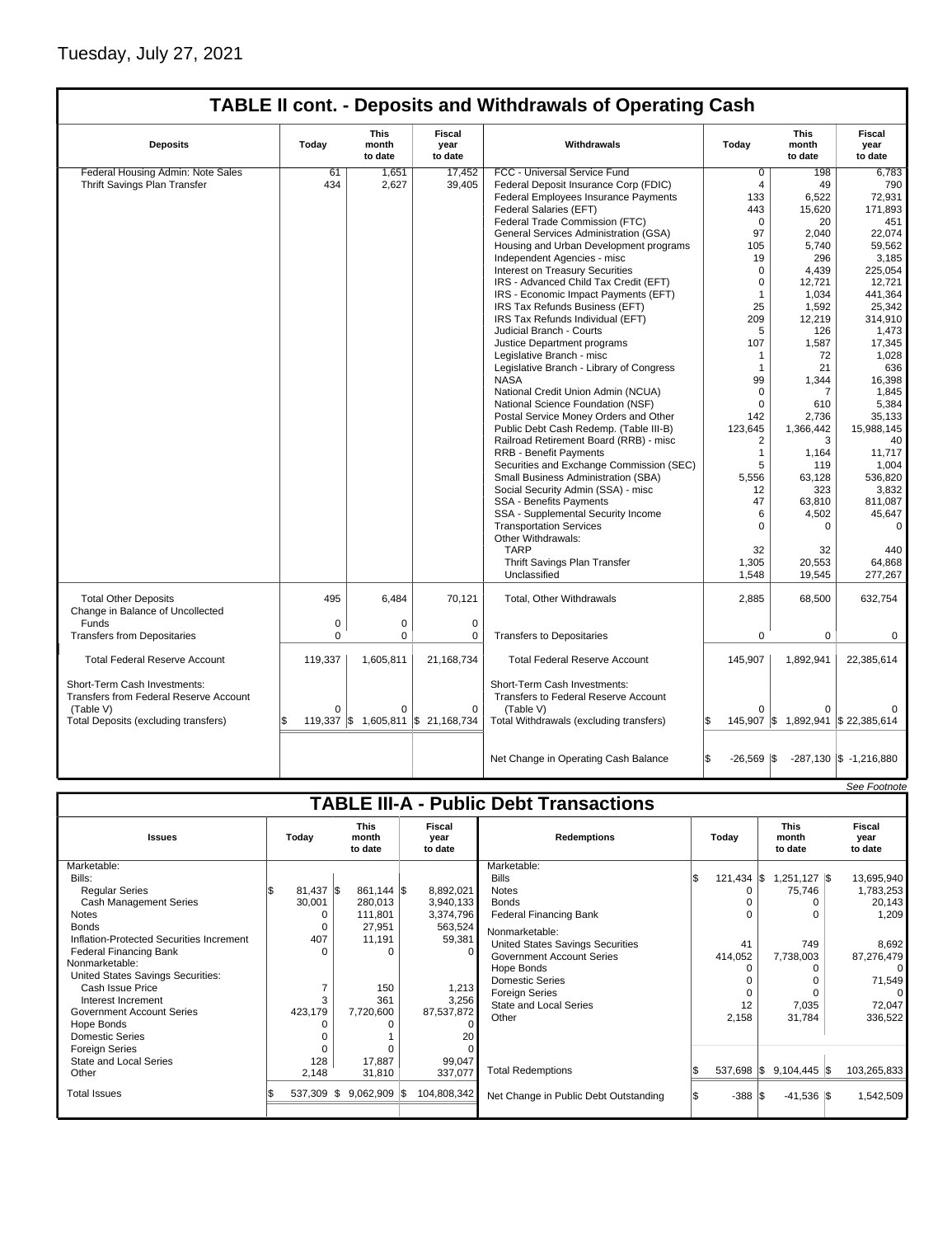Tuesday, July 27, 2021

## TABLE II cont. - Deposits and Withdrawals of Operating Cash

| Deposits | Today | This month to date | Fiscal year to date | Withdrawals | Today | This month to date | Fiscal year to date |
|---|---|---|---|---|---|---|---|
| Federal Housing Admin: Note Sales | 61 | 1,651 | 17,452 | FCC - Universal Service Fund | 0 | 198 | 6,783 |
| Thrift Savings Plan Transfer | 434 | 2,627 | 39,405 | Federal Deposit Insurance Corp (FDIC) | 4 | 49 | 790 |
| | | | | Federal Employees Insurance Payments | 133 | 6,522 | 72,931 |
| | | | | Federal Salaries (EFT) | 443 | 15,620 | 171,893 |
| | | | | Federal Trade Commission (FTC) | 0 | 20 | 451 |
| | | | | General Services Administration (GSA) | 97 | 2,040 | 22,074 |
| | | | | Housing and Urban Development programs | 105 | 5,740 | 59,562 |
| | | | | Independent Agencies - misc | 19 | 296 | 3,185 |
| | | | | Interest on Treasury Securities | 0 | 4,439 | 225,054 |
| | | | | IRS - Advanced Child Tax Credit (EFT) | 0 | 12,721 | 12,721 |
| | | | | IRS - Economic Impact Payments (EFT) | 1 | 1,034 | 441,364 |
| | | | | IRS Tax Refunds Business (EFT) | 25 | 1,592 | 25,342 |
| | | | | IRS Tax Refunds Individual (EFT) | 209 | 12,219 | 314,910 |
| | | | | Judicial Branch - Courts | 5 | 126 | 1,473 |
| | | | | Justice Department programs | 107 | 1,587 | 17,345 |
| | | | | Legislative Branch - misc | 1 | 72 | 1,028 |
| | | | | Legislative Branch - Library of Congress | 1 | 21 | 636 |
| | | | | NASA | 99 | 1,344 | 16,398 |
| | | | | National Credit Union Admin (NCUA) | 0 | 7 | 1,845 |
| | | | | National Science Foundation (NSF) | 0 | 610 | 5,384 |
| | | | | Postal Service Money Orders and Other | 142 | 2,736 | 35,133 |
| | | | | Public Debt Cash Redemp. (Table III-B) | 123,645 | 1,366,442 | 15,988,145 |
| | | | | Railroad Retirement Board (RRB) - misc | 2 | 3 | 40 |
| | | | | RRB - Benefit Payments | 1 | 1,164 | 11,717 |
| | | | | Securities and Exchange Commission (SEC) | 5 | 119 | 1,004 |
| | | | | Small Business Administration (SBA) | 5,556 | 63,128 | 536,820 |
| | | | | Social Security Admin (SSA) - misc | 12 | 323 | 3,832 |
| | | | | SSA - Benefits Payments | 47 | 63,810 | 811,087 |
| | | | | SSA - Supplemental Security Income | 6 | 4,502 | 45,647 |
| | | | | Transportation Services | 0 | 0 | 0 |
| | | | | Other Withdrawals: | | | |
| | | | | TARP | 32 | 32 | 440 |
| | | | | Thrift Savings Plan Transfer | 1,305 | 20,553 | 64,868 |
| | | | | Unclassified | 1,548 | 19,545 | 277,267 |
| Total Other Deposits | 495 | 6,484 | 70,121 | Total, Other Withdrawals | 2,885 | 68,500 | 632,754 |
| Change in Balance of Uncollected Funds | 0 | 0 | 0 | | | | |
| Transfers from Depositaries | 0 | 0 | 0 | Transfers to Depositaries | 0 | 0 | 0 |
| Total Federal Reserve Account | 119,337 | 1,605,811 | 21,168,734 | Total Federal Reserve Account | 145,907 | 1,892,941 | 22,385,614 |
| Short-Term Cash Investments: Transfers from Federal Reserve Account (Table V) | 0 | 0 | 0 | Short-Term Cash Investments: Transfers to Federal Reserve Account (Table V) | 0 | 0 | 0 |
| Total Deposits (excluding transfers) | $ 119,337 | $ 1,605,811 | $ 21,168,734 | Total Withdrawals (excluding transfers) | $ 145,907 | $ 1,892,941 | $ 22,385,614 |
| | | | | Net Change in Operating Cash Balance | $ -26,569 | $ -287,130 | $ -1,216,880 |

*See Footnote*

## TABLE III-A - Public Debt Transactions

| Issues | Today | This month to date | Fiscal year to date | Redemptions | Today | This month to date | Fiscal year to date |
|---|---|---|---|---|---|---|---|
| Marketable: | | | | Marketable: | | | |
| Bills: | | | | Bills | $ 121,434 | $ 1,251,127 | $ 13,695,940 |
| Regular Series | $ 81,437 | $ 861,144 | $ 8,892,021 | Notes | 0 | 75,746 | 1,783,253 |
| Cash Management Series | 30,001 | 280,013 | 3,940,133 | Bonds | 0 | 0 | 20,143 |
| Notes | 0 | 111,801 | 3,374,796 | Federal Financing Bank | 0 | 0 | 1,209 |
| Bonds | 0 | 27,951 | 563,524 | Nonmarketable: | | | |
| Inflation-Protected Securities Increment | 407 | 11,191 | 59,381 | United States Savings Securities | 41 | 749 | 8,692 |
| Federal Financing Bank | 0 | 0 | 0 | Government Account Series | 414,052 | 7,738,003 | 87,276,479 |
| Nonmarketable: | | | | Hope Bonds | 0 | 0 | 0 |
| United States Savings Securities: | | | | Domestic Series | 0 | 0 | 71,549 |
| Cash Issue Price | 7 | 150 | 1,213 | Foreign Series | 0 | 0 | 0 |
| Interest Increment | 3 | 361 | 3,256 | State and Local Series | 12 | 7,035 | 72,047 |
| Government Account Series | 423,179 | 7,720,600 | 87,537,872 | Other | 2,158 | 31,784 | 336,522 |
| Hope Bonds | 0 | 0 | 0 | | | | |
| Domestic Series | 0 | 1 | 20 | | | | |
| Foreign Series | 0 | 0 | 0 | | | | |
| State and Local Series | 128 | 17,887 | 99,047 | | | | |
| Other | 2,148 | 31,810 | 337,077 | Total Redemptions | $ 537,698 | $ 9,104,445 | $ 103,265,833 |
| Total Issues | $ 537,309 | $ 9,062,909 | $ 104,808,342 | Net Change in Public Debt Outstanding | $ -388 | $ -41,536 | $ 1,542,509 |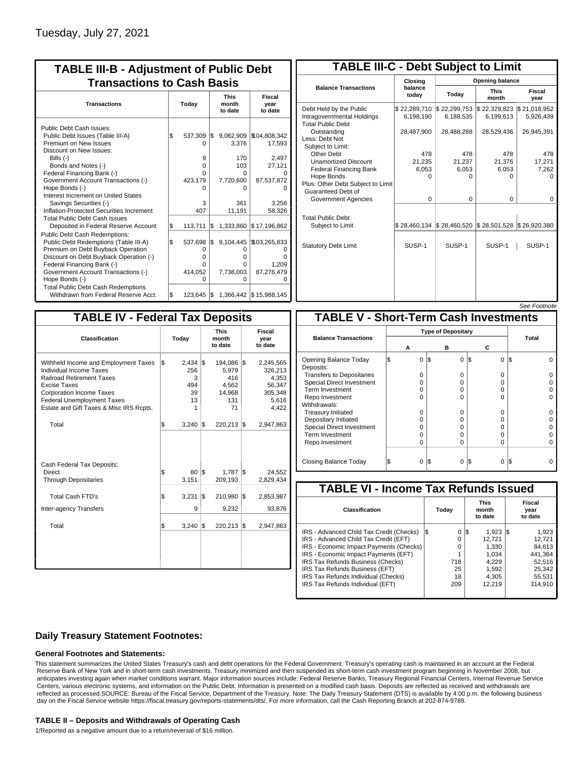Tuesday, July 27, 2021

## TABLE III-B - Adjustment of Public Debt Transactions to Cash Basis

| Transactions | Today | This month to date | Fiscal year to date |
|---|---|---|---|
| Public Debt Cash Issues: | | | |
| Public Debt Issues (Table III-A) | $ 537,309 | $ 9,062,909 | $104,808,342 |
| Premium on New Issues | 0 | 3,376 | 17,593 |
| Discount on New Issues: | | | |
| Bills (-) | 9 | 170 | 2,497 |
| Bonds and Notes (-) | 0 | 103 | 27,121 |
| Federal Financing Bank (-) | 0 | 0 | 0 |
| Government Account Transactions (-) | 423,179 | 7,720,600 | 87,537,872 |
| Hope Bonds (-) | 0 | 0 | 0 |
| Interest Increment on United States Savings Securities (-) | 3 | 361 | 3,256 |
| Inflation-Protected Securities Increment | 407 | 11,191 | 58,326 |
| Total Public Debt Cash Issues Deposited in Federal Reserve Account | $ 113,711 | $ 1,333,860 | $ 17,196,862 |
| Public Debt Cash Redemptions: | | | |
| Public Debt Redemptions (Table III-A) | $ 537,698 | $ 9,104,445 | $103,265,833 |
| Premium on Debt Buyback Operation | 0 | 0 | 0 |
| Discount on Debt Buyback Operation (-) | 0 | 0 | 0 |
| Federal Financing Bank (-) | 0 | 0 | 1,209 |
| Government Account Transactions (-) | 414,052 | 7,738,003 | 87,276,479 |
| Hope Bonds (-) | 0 | 0 | 0 |
| Total Public Debt Cash Redemptions Withdrawn from Federal Reserve Acct. | $ 123,645 | $ 1,366,442 | $ 15,988,145 |

## TABLE III-C - Debt Subject to Limit

| Balance Transactions | Closing balance today | Opening balance Today | Opening balance This month | Opening balance Fiscal year |
|---|---|---|---|---|
| Debt Held by the Public | $ 22,289,710 | $ 22,299,753 | $ 22,329,823 | $ 21,018,952 |
| Intragovernmental Holdings | 6,198,190 | 6,188,535 | 6,199,613 | 5,926,439 |
| Total Public Debt Outstanding | 28,487,900 | 28,488,288 | 28,529,436 | 26,945,391 |
| Less: Debt Not Subject to Limit: | | | | |
| Other Debt | 478 | 478 | 478 | 478 |
| Unamortized Discount | 21,235 | 21,237 | 21,376 | 17,271 |
| Federal Financing Bank | 6,053 | 6,053 | 6,053 | 7,262 |
| Hope Bonds | 0 | 0 | 0 | 0 |
| Plus: Other Debt Subject to Limit Guaranteed Debt of Government Agencies | 0 | 0 | 0 | 0 |
| Total Public Debt Subject to Limit | $ 28,460,134 | $ 28,460,520 | $ 28,501,528 | $ 26,920,380 |
| Statutory Debt Limit | SUSP-1 | SUSP-1 | SUSP-1 | SUSP-1 |

*See Footnote*

## TABLE IV - Federal Tax Deposits

| Classification | Today | This month to date | Fiscal year to date |
|---|---|---|---|
| Withheld Income and Employment Taxes | $ 2,434 | $ 194,086 | $ 2,245,565 |
| Individual Income Taxes | 256 | 5,979 | 326,213 |
| Railroad Retirement Taxes | 3 | 416 | 4,353 |
| Excise Taxes | 494 | 4,562 | 56,347 |
| Corporation Income Taxes | 39 | 14,968 | 305,348 |
| Federal Unemployment Taxes | 13 | 131 | 5,616 |
| Estate and Gift Taxes & Misc IRS Rcpts. | 1 | 71 | 4,422 |
| Total | $ 3,240 | $ 220,213 | $ 2,947,863 |
| Cash Federal Tax Deposits: | | | |
| Direct | $ 80 | $ 1,787 | $ 24,552 |
| Through Depositaries | 3,151 | 209,193 | 2,829,434 |
| Total Cash FTD's | $ 3,231 | $ 210,980 | $ 2,853,987 |
| Inter-agency Transfers | 9 | 9,232 | 93,876 |
| Total | $ 3,240 | $ 220,213 | $ 2,947,863 |

## TABLE V - Short-Term Cash Investments

| Balance Transactions | Type of Depositary A | Type of Depositary B | Type of Depositary C | Total |
|---|---|---|---|---|
| Opening Balance Today | $ 0 | $ 0 | $ 0 | $ 0 |
| Deposits: | | | | |
| Transfers to Depositaries | 0 | 0 | 0 | 0 |
| Special Direct Investment | 0 | 0 | 0 | 0 |
| Term Investment | 0 | 0 | 0 | 0 |
| Repo Investment | 0 | 0 | 0 | 0 |
| Withdrawals: | | | | |
| Treasury Initiated | 0 | 0 | 0 | 0 |
| Depositary Initiated | 0 | 0 | 0 | 0 |
| Special Direct Investment | 0 | 0 | 0 | 0 |
| Term Investment | 0 | 0 | 0 | 0 |
| Repo Investment | 0 | 0 | 0 | 0 |
| Closing Balance Today | $ 0 | $ 0 | $ 0 | $ 0 |

## TABLE VI - Income Tax Refunds Issued

| Classification | Today | This month to date | Fiscal year to date |
|---|---|---|---|
| IRS - Advanced Child Tax Credit (Checks) | $ 0 | $ 1,923 | $ 1,923 |
| IRS - Advanced Child Tax Credit (EFT) | 0 | 12,721 | 12,721 |
| IRS - Economic Impact Payments (Checks) | 0 | 1,330 | 84,613 |
| IRS - Economic Impact Payments (EFT) | 1 | 1,034 | 441,364 |
| IRS Tax Refunds Business (Checks) | 718 | 4,229 | 52,516 |
| IRS Tax Refunds Business (EFT) | 25 | 1,592 | 25,342 |
| IRS Tax Refunds Individual (Checks) | 18 | 4,305 | 55,531 |
| IRS Tax Refunds Individual (EFT) | 209 | 12,219 | 314,910 |

### Daily Treasury Statement Footnotes:

#### General Footnotes and Statements:

This statement summarizes the United States Treasury's cash and debt operations for the Federal Government. Treasury's operating cash is maintained in an account at the Federal Reserve Bank of New York and in short-term cash investments. Treasury minimized and then suspended its short-term cash investment program beginning in November 2008, but anticipates investing again when market conditions warrant. Major information sources include: Federal Reserve Banks, Treasury Regional Financial Centers, Internal Revenue Service Centers, various electronic systems, and information on the Public Debt. Information is presented on a modified cash basis. Deposits are reflected as received and withdrawals are reflected as processed.SOURCE: Bureau of the Fiscal Service, Department of the Treasury. Note: The Daily Treasury Statement (DTS) is available by 4:00 p.m. the following business day on the Fiscal Service website https://fiscal.treasury.gov/reports-statements/dts/. For more information, call the Cash Reporting Branch at 202-874-9789.

#### TABLE II – Deposits and Withdrawals of Operating Cash

1/Reported as a negative amount due to a return/reversal of $16 million.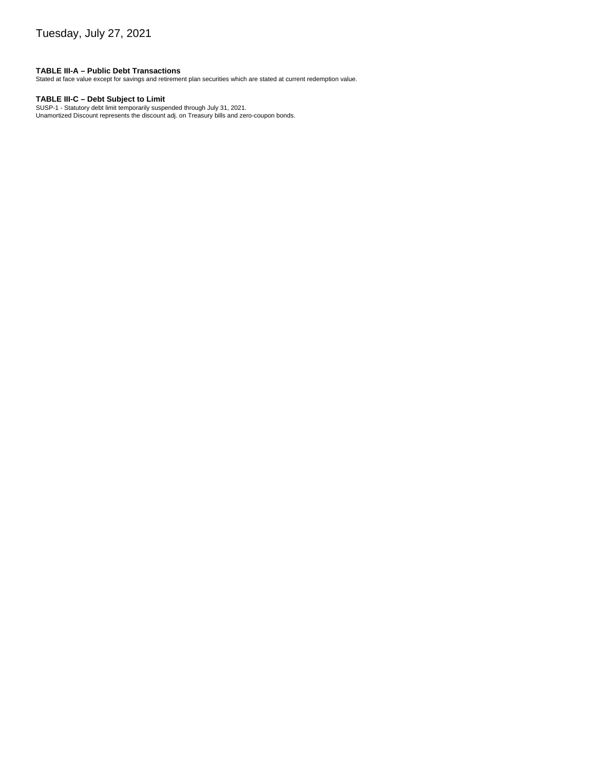Tuesday, July 27, 2021

**TABLE III-A – Public Debt Transactions**

Stated at face value except for savings and retirement plan securities which are stated at current redemption value.

**TABLE III-C – Debt Subject to Limit**

SUSP-1 - Statutory debt limit temporarily suspended through July 31, 2021.

Unamortized Discount represents the discount adj. on Treasury bills and zero-coupon bonds.